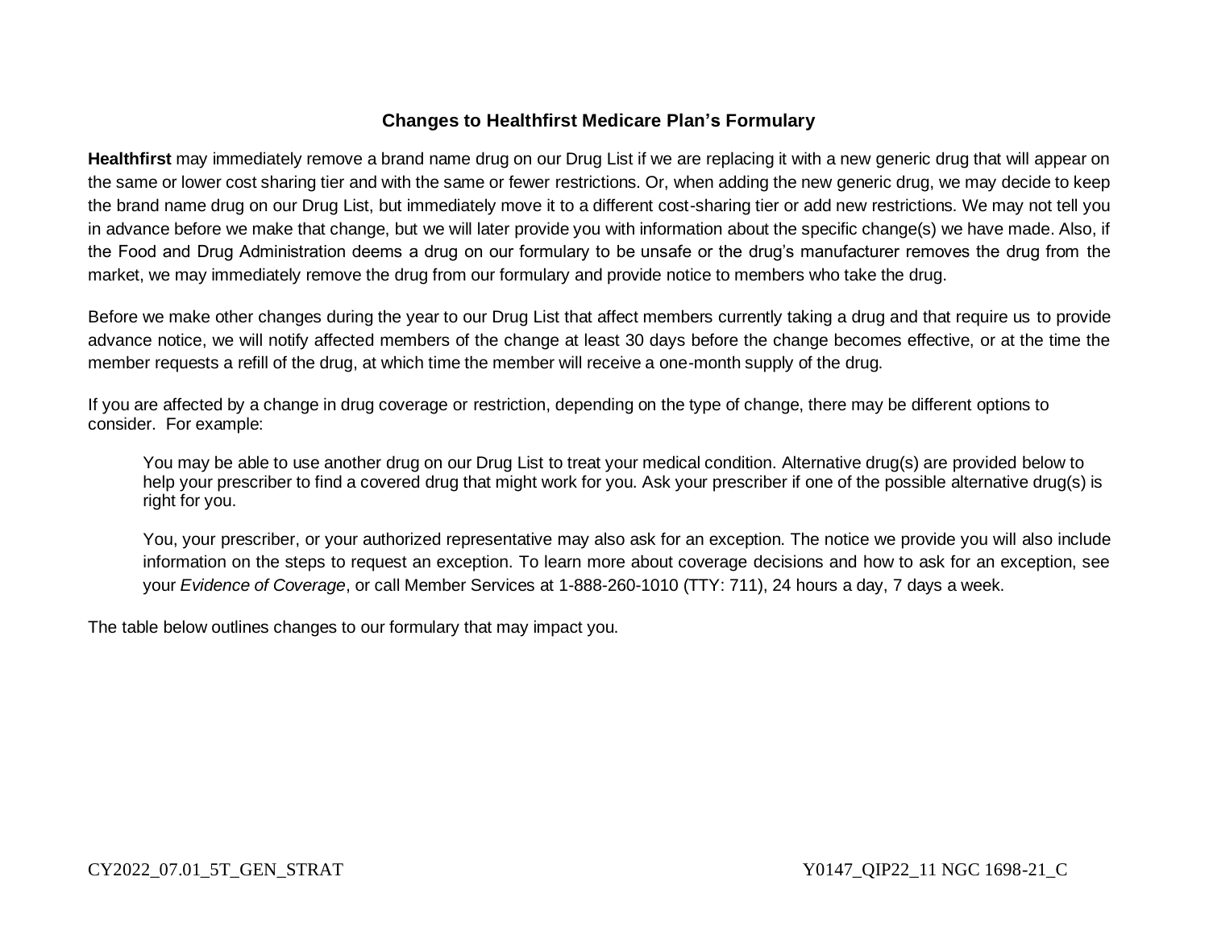## Changes to Healthfirst Medicare Plan's Formulary

**Healthfirst** may immediately remove a brand name drug on our Drug List if we are replacing it with a new generic drug that will appear on the same or lower cost sharing tier and with the same or fewer restrictions. Or, when adding the new generic drug, we may decide to keep the brand name drug on our Drug List, but immediately move it to a different cost-sharing tier or add new restrictions. We may not tell you in advance before we make that change, but we will later provide you with information about the specific change(s) we have made. Also, if the Food and Drug Administration deems a drug on our formulary to be unsafe or the drug's manufacturer removes the drug from the market, we may immediately remove the drug from our formulary and provide notice to members who take the drug.

Before we make other changes during the year to our Drug List that affect members currently taking a drug and that require us to provide advance notice, we will notify affected members of the change at least 30 days before the change becomes effective, or at the time the member requests a refill of the drug, at which time the member will receive a one-month supply of the drug.

If you are affected by a change in drug coverage or restriction, depending on the type of change, there may be different options to consider. For example:

> You may be able to use another drug on our Drug List to treat your medical condition. Alternative drug(s) are provided below to help your prescriber to find a covered drug that might work for you. Ask your prescriber if one of the possible alternative drug(s) is right for you.
>
> You, your prescriber, or your authorized representative may also ask for an exception. The notice we provide you will also include information on the steps to request an exception. To learn more about coverage decisions and how to ask for an exception, see your *Evidence of Coverage*, or call Member Services at 1-888-260-1010 (TTY: 711), 24 hours a day, 7 days a week.

The table below outlines changes to our formulary that may impact you.

CY2022_07.01_5T_GEN_STRAT

Y0147_QIP22_11 NGC 1698-21_C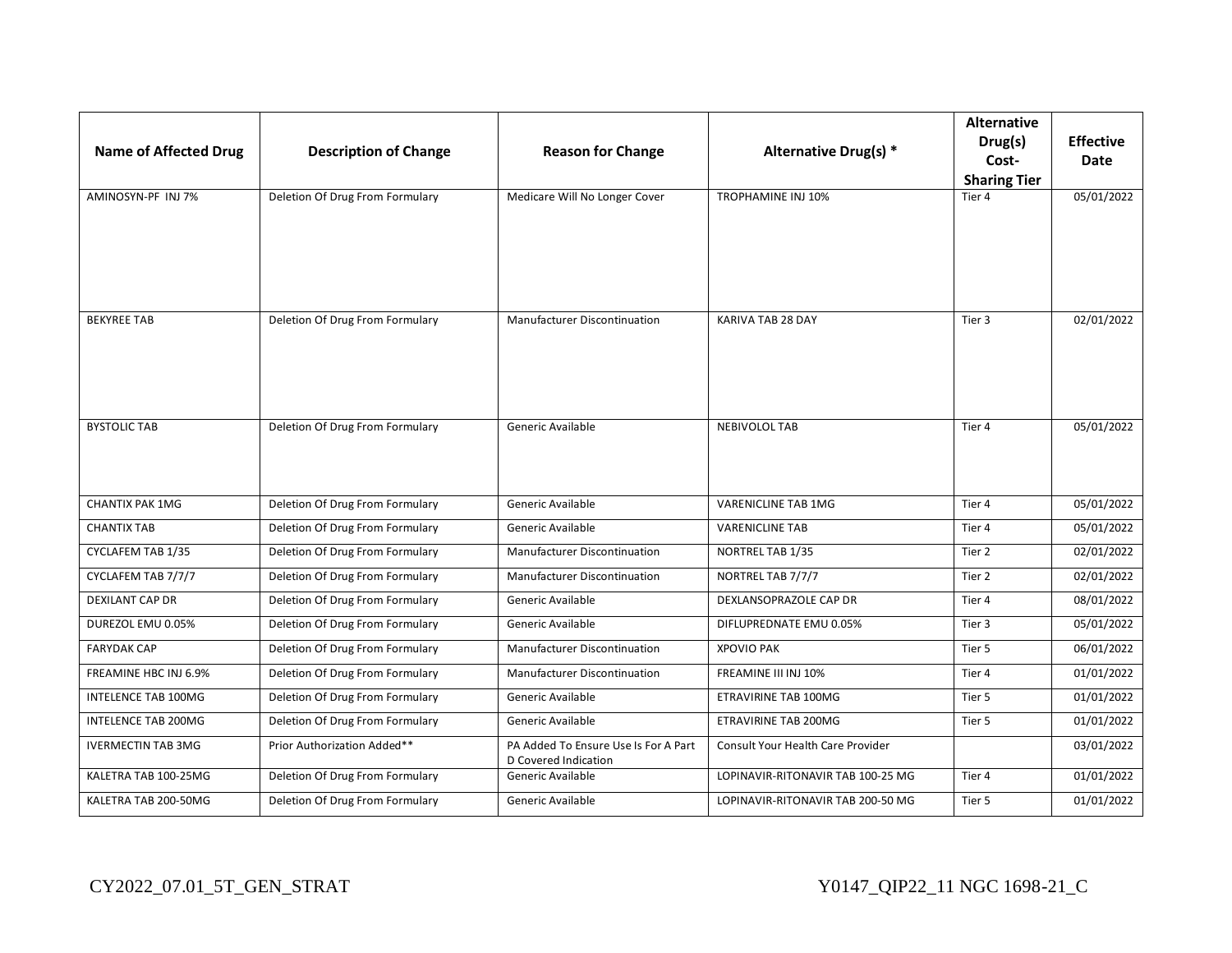| Name of Affected Drug | Description of Change | Reason for Change | Alternative Drug(s) * | Alternative Drug(s) Cost-Sharing Tier | Effective Date |
|---|---|---|---|---|---|
| AMINOSYN-PF INJ 7% | Deletion Of Drug From Formulary | Medicare Will No Longer Cover | TROPHAMINE INJ 10% | Tier 4 | 05/01/2022 |
| BEKYREE TAB | Deletion Of Drug From Formulary | Manufacturer Discontinuation | KARIVA TAB 28 DAY | Tier 3 | 02/01/2022 |
| BYSTOLIC TAB | Deletion Of Drug From Formulary | Generic Available | NEBIVOLOL TAB | Tier 4 | 05/01/2022 |
| CHANTIX PAK 1MG | Deletion Of Drug From Formulary | Generic Available | VARENICLINE TAB 1MG | Tier 4 | 05/01/2022 |
| CHANTIX TAB | Deletion Of Drug From Formulary | Generic Available | VARENICLINE TAB | Tier 4 | 05/01/2022 |
| CYCLAFEM TAB 1/35 | Deletion Of Drug From Formulary | Manufacturer Discontinuation | NORTREL TAB 1/35 | Tier 2 | 02/01/2022 |
| CYCLAFEM TAB 7/7/7 | Deletion Of Drug From Formulary | Manufacturer Discontinuation | NORTREL TAB 7/7/7 | Tier 2 | 02/01/2022 |
| DEXILANT CAP DR | Deletion Of Drug From Formulary | Generic Available | DEXLANSOPRAZOLE CAP DR | Tier 4 | 08/01/2022 |
| DUREZOL EMU 0.05% | Deletion Of Drug From Formulary | Generic Available | DIFLUPREDNATE EMU 0.05% | Tier 3 | 05/01/2022 |
| FARYDAK CAP | Deletion Of Drug From Formulary | Manufacturer Discontinuation | XPOVIO PAK | Tier 5 | 06/01/2022 |
| FREAMINE HBC INJ 6.9% | Deletion Of Drug From Formulary | Manufacturer Discontinuation | FREAMINE III INJ 10% | Tier 4 | 01/01/2022 |
| INTELENCE TAB 100MG | Deletion Of Drug From Formulary | Generic Available | ETRAVIRINE TAB 100MG | Tier 5 | 01/01/2022 |
| INTELENCE TAB 200MG | Deletion Of Drug From Formulary | Generic Available | ETRAVIRINE TAB 200MG | Tier 5 | 01/01/2022 |
| IVERMECTIN TAB 3MG | Prior Authorization Added** | PA Added To Ensure Use Is For A Part D Covered Indication | Consult Your Health Care Provider | | 03/01/2022 |
| KALETRA TAB 100-25MG | Deletion Of Drug From Formulary | Generic Available | LOPINAVIR-RITONAVIR TAB 100-25 MG | Tier 4 | 01/01/2022 |
| KALETRA TAB 200-50MG | Deletion Of Drug From Formulary | Generic Available | LOPINAVIR-RITONAVIR TAB 200-50 MG | Tier 5 | 01/01/2022 |

CY2022_07.01_5T_GEN_STRAT Y0147_QIP22_11 NGC 1698-21_C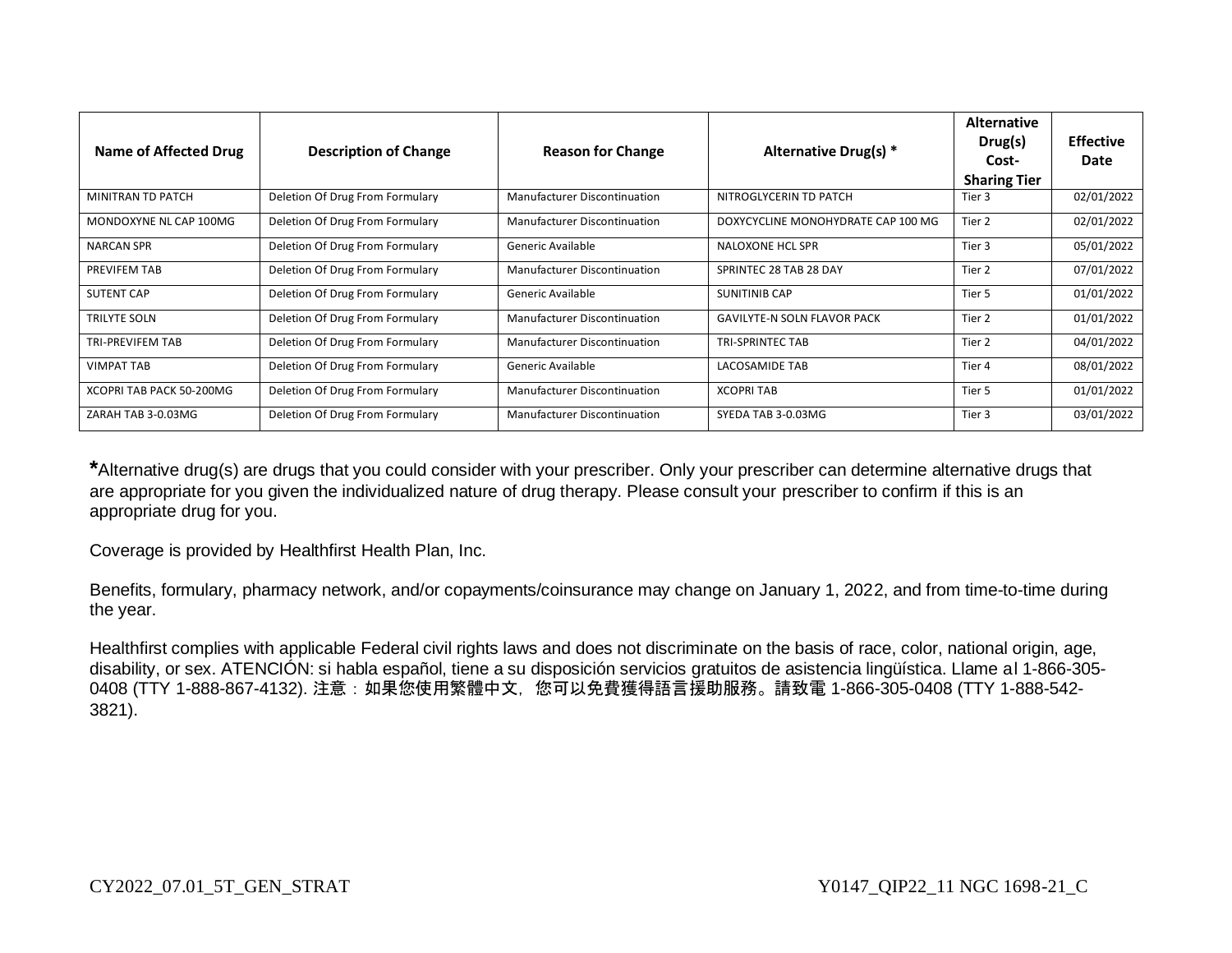| Name of Affected Drug | Description of Change | Reason for Change | Alternative Drug(s) * | Alternative Drug(s) Cost-Sharing Tier | Effective Date |
|---|---|---|---|---|---|
| MINITRAN TD PATCH | Deletion Of Drug From Formulary | Manufacturer Discontinuation | NITROGLYCERIN TD PATCH | Tier 3 | 02/01/2022 |
| MONDOXYNE NL CAP 100MG | Deletion Of Drug From Formulary | Manufacturer Discontinuation | DOXYCYCLINE MONOHYDRATE CAP 100 MG | Tier 2 | 02/01/2022 |
| NARCAN SPR | Deletion Of Drug From Formulary | Generic Available | NALOXONE HCL SPR | Tier 3 | 05/01/2022 |
| PREVIFEM TAB | Deletion Of Drug From Formulary | Manufacturer Discontinuation | SPRINTEC 28 TAB 28 DAY | Tier 2 | 07/01/2022 |
| SUTENT CAP | Deletion Of Drug From Formulary | Generic Available | SUNITINIB CAP | Tier 5 | 01/01/2022 |
| TRILYTE SOLN | Deletion Of Drug From Formulary | Manufacturer Discontinuation | GAVILYTE-N SOLN FLAVOR PACK | Tier 2 | 01/01/2022 |
| TRI-PREVIFEM TAB | Deletion Of Drug From Formulary | Manufacturer Discontinuation | TRI-SPRINTEC TAB | Tier 2 | 04/01/2022 |
| VIMPAT TAB | Deletion Of Drug From Formulary | Generic Available | LACOSAMIDE TAB | Tier 4 | 08/01/2022 |
| XCOPRI TAB PACK 50-200MG | Deletion Of Drug From Formulary | Manufacturer Discontinuation | XCOPRI TAB | Tier 5 | 01/01/2022 |
| ZARAH TAB 3-0.03MG | Deletion Of Drug From Formulary | Manufacturer Discontinuation | SYEDA TAB 3-0.03MG | Tier 3 | 03/01/2022 |

**\***Alternative drug(s) are drugs that you could consider with your prescriber. Only your prescriber can determine alternative drugs that are appropriate for you given the individualized nature of drug therapy. Please consult your prescriber to confirm if this is an appropriate drug for you.

Coverage is provided by Healthfirst Health Plan, Inc.

Benefits, formulary, pharmacy network, and/or copayments/coinsurance may change on January 1, 2022, and from time-to-time during the year.

Healthfirst complies with applicable Federal civil rights laws and does not discriminate on the basis of race, color, national origin, age, disability, or sex. ATENCIÓN: si habla español, tiene a su disposición servicios gratuitos de asistencia lingüística. Llame al 1-866-305-0408 (TTY 1-888-867-4132). 注意：如果您使用繁體中文，您可以免費獲得語言援助服務。請致電 1-866-305-0408 (TTY 1-888-542-3821).

CY2022_07.01_5T_GEN_STRAT

Y0147_QIP22_11 NGC 1698-21_C